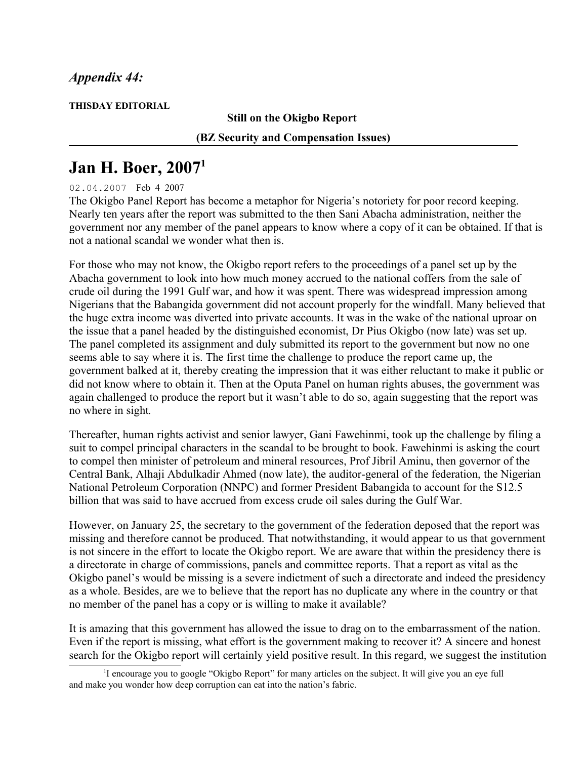*Appendix 44:*

**THISDAY EDITORIAL**

**Still on the Okigbo Report**

**(BZ Security and Compensation Issues)**

# Jan H. Boer, 2007[1]

02.04.2007 Feb 4 2007

The Okigbo Panel Report has become a metaphor for Nigeria's notoriety for poor record keeping. Nearly ten years after the report was submitted to the then Sani Abacha administration, neither the government nor any member of the panel appears to know where a copy of it can be obtained. If that is not a national scandal we wonder what then is.

For those who may not know, the Okigbo report refers to the proceedings of a panel set up by the Abacha government to look into how much money accrued to the national coffers from the sale of crude oil during the 1991 Gulf war, and how it was spent. There was widespread impression among Nigerians that the Babangida government did not account properly for the windfall. Many believed that the huge extra income was diverted into private accounts. It was in the wake of the national uproar on the issue that a panel headed by the distinguished economist, Dr Pius Okigbo (now late) was set up. The panel completed its assignment and duly submitted its report to the government but now no one seems able to say where it is. The first time the challenge to produce the report came up, the government balked at it, thereby creating the impression that it was either reluctant to make it public or did not know where to obtain it. Then at the Oputa Panel on human rights abuses, the government was again challenged to produce the report but it wasn't able to do so, again suggesting that the report was no where in sight.

Thereafter, human rights activist and senior lawyer, Gani Fawehinmi, took up the challenge by filing a suit to compel principal characters in the scandal to be brought to book. Fawehinmi is asking the court to compel then minister of petroleum and mineral resources, Prof Jibril Aminu, then governor of the Central Bank, Alhaji Abdulkadir Ahmed (now late), the auditor-general of the federation, the Nigerian National Petroleum Corporation (NNPC) and former President Babangida to account for the S12.5 billion that was said to have accrued from excess crude oil sales during the Gulf War.

However, on January 25, the secretary to the government of the federation deposed that the report was missing and therefore cannot be produced. That notwithstanding, it would appear to us that government is not sincere in the effort to locate the Okigbo report. We are aware that within the presidency there is a directorate in charge of commissions, panels and committee reports. That a report as vital as the Okigbo panel's would be missing is a severe indictment of such a directorate and indeed the presidency as a whole. Besides, are we to believe that the report has no duplicate any where in the country or that no member of the panel has a copy or is willing to make it available?

It is amazing that this government has allowed the issue to drag on to the embarrassment of the nation. Even if the report is missing, what effort is the government making to recover it? A sincere and honest search for the Okigbo report will certainly yield positive result. In this regard, we suggest the institution

[1] I encourage you to google "Okigbo Report" for many articles on the subject. It will give you an eye full and make you wonder how deep corruption can eat into the nation's fabric.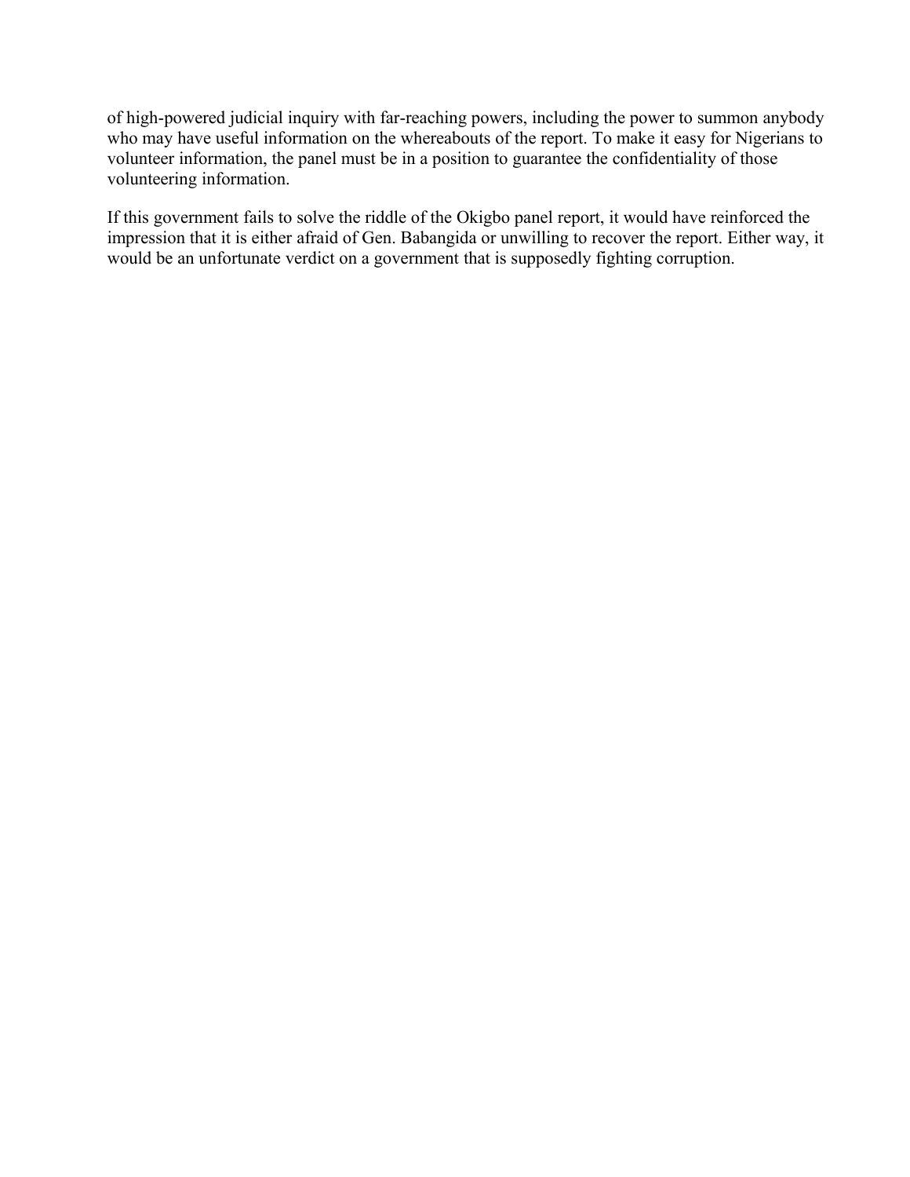of high-powered judicial inquiry with far-reaching powers, including the power to summon anybody who may have useful information on the whereabouts of the report. To make it easy for Nigerians to volunteer information, the panel must be in a position to guarantee the confidentiality of those volunteering information.

If this government fails to solve the riddle of the Okigbo panel report, it would have reinforced the impression that it is either afraid of Gen. Babangida or unwilling to recover the report. Either way, it would be an unfortunate verdict on a government that is supposedly fighting corruption.